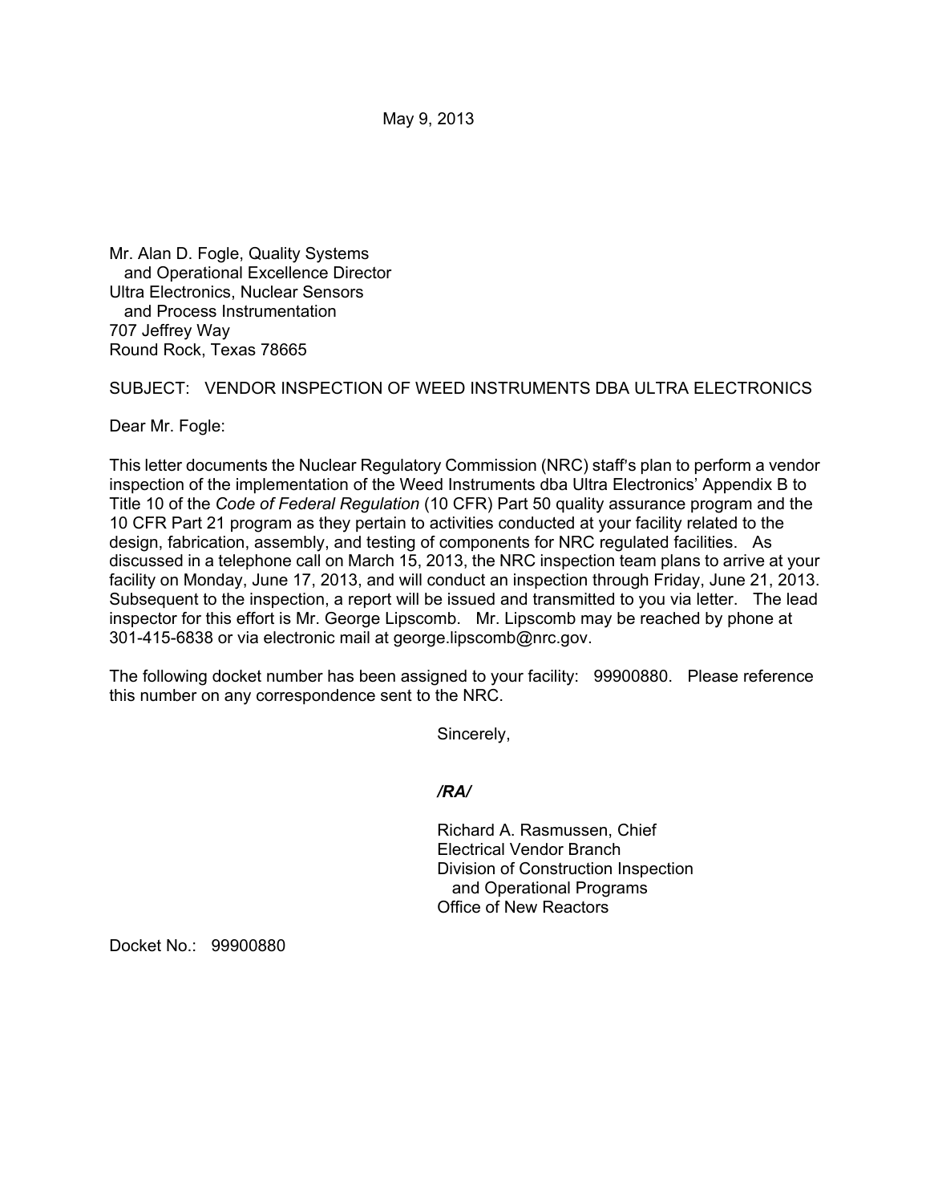May 9, 2013

Mr. Alan D. Fogle, Quality Systems
and Operational Excellence Director
Ultra Electronics, Nuclear Sensors
and Process Instrumentation
707 Jeffrey Way
Round Rock, Texas 78665

SUBJECT: VENDOR INSPECTION OF WEED INSTRUMENTS DBA ULTRA ELECTRONICS

Dear Mr. Fogle:

This letter documents the Nuclear Regulatory Commission (NRC) staff's plan to perform a vendor inspection of the implementation of the Weed Instruments dba Ultra Electronics' Appendix B to Title 10 of the *Code of Federal Regulation* (10 CFR) Part 50 quality assurance program and the 10 CFR Part 21 program as they pertain to activities conducted at your facility related to the design, fabrication, assembly, and testing of components for NRC regulated facilities. As discussed in a telephone call on March 15, 2013, the NRC inspection team plans to arrive at your facility on Monday, June 17, 2013, and will conduct an inspection through Friday, June 21, 2013. Subsequent to the inspection, a report will be issued and transmitted to you via letter. The lead inspector for this effort is Mr. George Lipscomb. Mr. Lipscomb may be reached by phone at 301-415-6838 or via electronic mail at george.lipscomb@nrc.gov.

The following docket number has been assigned to your facility: 99900880. Please reference this number on any correspondence sent to the NRC.

Sincerely,

***/RA/***

Richard A. Rasmussen, Chief
Electrical Vendor Branch
Division of Construction Inspection
and Operational Programs
Office of New Reactors

Docket No.: 99900880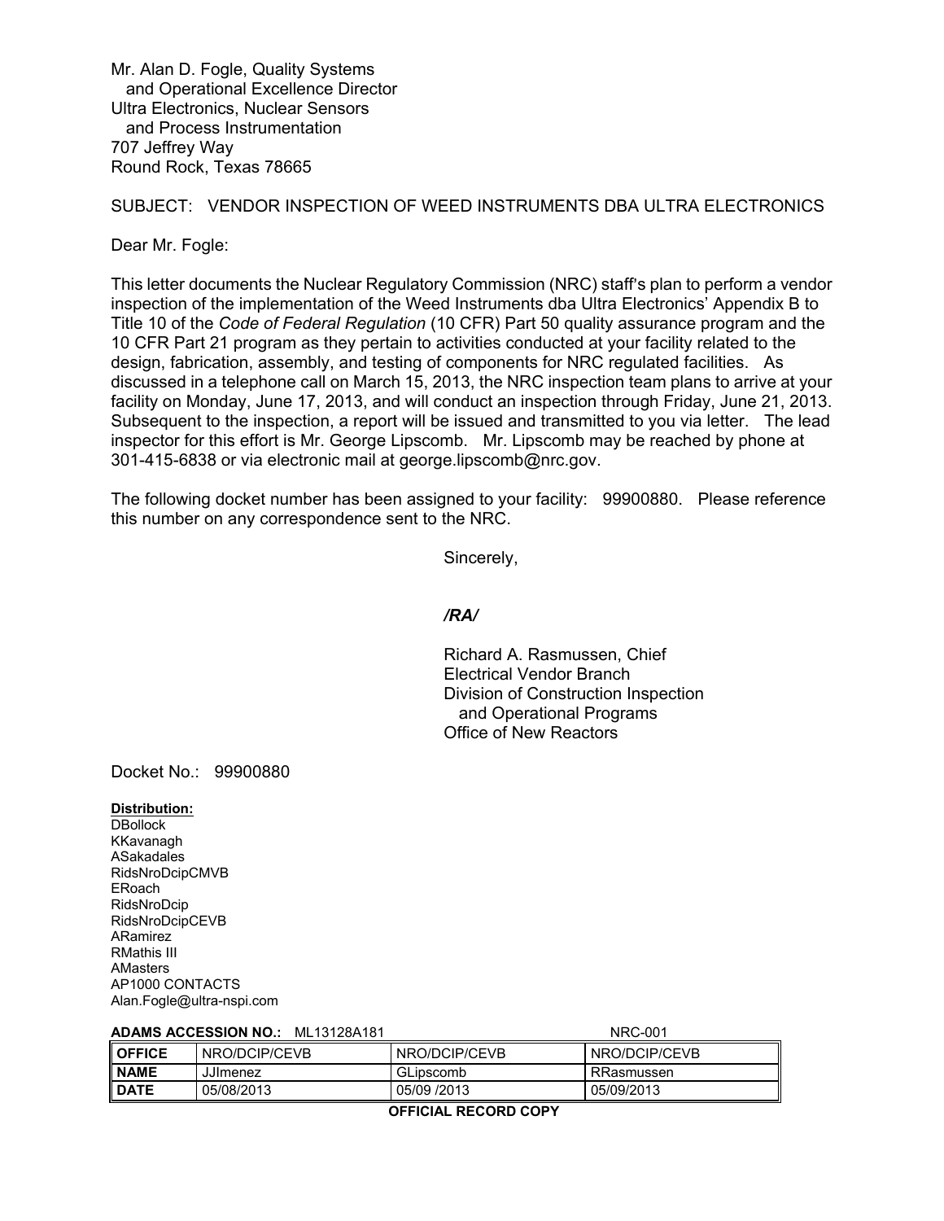Mr. Alan D. Fogle, Quality Systems
and Operational Excellence Director
Ultra Electronics, Nuclear Sensors
and Process Instrumentation
707 Jeffrey Way
Round Rock, Texas 78665

SUBJECT: VENDOR INSPECTION OF WEED INSTRUMENTS DBA ULTRA ELECTRONICS

Dear Mr. Fogle:

This letter documents the Nuclear Regulatory Commission (NRC) staff's plan to perform a vendor inspection of the implementation of the Weed Instruments dba Ultra Electronics' Appendix B to Title 10 of the *Code of Federal Regulation* (10 CFR) Part 50 quality assurance program and the 10 CFR Part 21 program as they pertain to activities conducted at your facility related to the design, fabrication, assembly, and testing of components for NRC regulated facilities. As discussed in a telephone call on March 15, 2013, the NRC inspection team plans to arrive at your facility on Monday, June 17, 2013, and will conduct an inspection through Friday, June 21, 2013. Subsequent to the inspection, a report will be issued and transmitted to you via letter. The lead inspector for this effort is Mr. George Lipscomb. Mr. Lipscomb may be reached by phone at 301-415-6838 or via electronic mail at george.lipscomb@nrc.gov.

The following docket number has been assigned to your facility: 99900880. Please reference this number on any correspondence sent to the NRC.

Sincerely,

*/RA/*

Richard A. Rasmussen, Chief
Electrical Vendor Branch
Division of Construction Inspection
and Operational Programs
Office of New Reactors

Docket No.: 99900880

**Distribution:**
DBollock
KKavanagh
ASakadales
RidsNroDcipCMVB
ERoach
RidsNroDcip
RidsNroDcipCEVB
ARamirez
RMathis III
AMasters
AP1000 CONTACTS
Alan.Fogle@ultra-nspi.com

**ADAMS ACCESSION NO.:** ML13128A181 NRC-001

| | | | |
|---|---|---|---|
| **OFFICE** | NRO/DCIP/CEVB | NRO/DCIP/CEVB | NRO/DCIP/CEVB |
| **NAME** | JJImenez | GLipscomb | RRasmussen |
| **DATE** | 05/08/2013 | 05/09 /2013 | 05/09/2013 |

**OFFICIAL RECORD COPY**